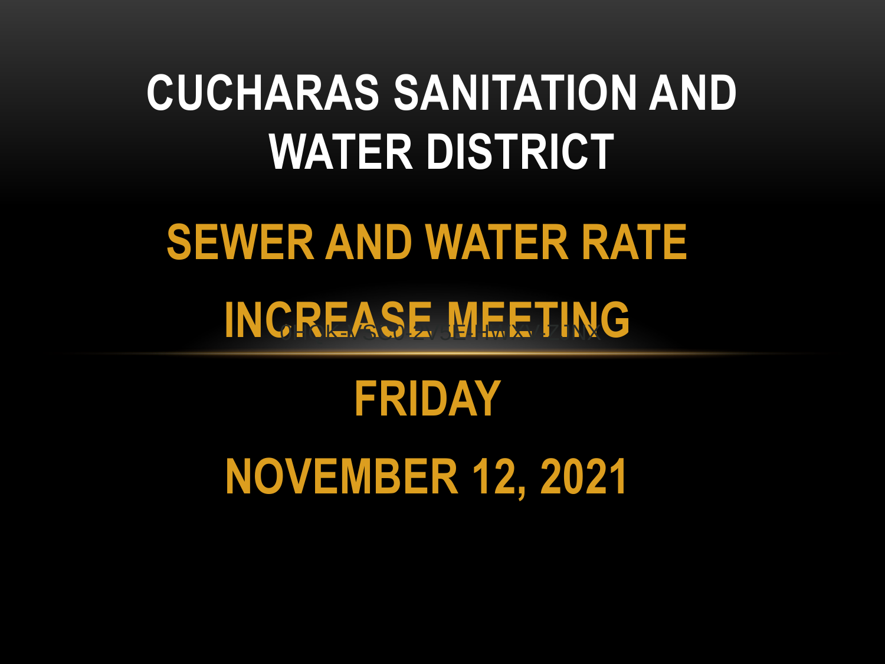# CUCHARAS SANITATION AND WATER DISTRICT

## SEWER AND WATER RATE INCREASE MEETING

## FRIDAY

## NOVEMBER 12, 2021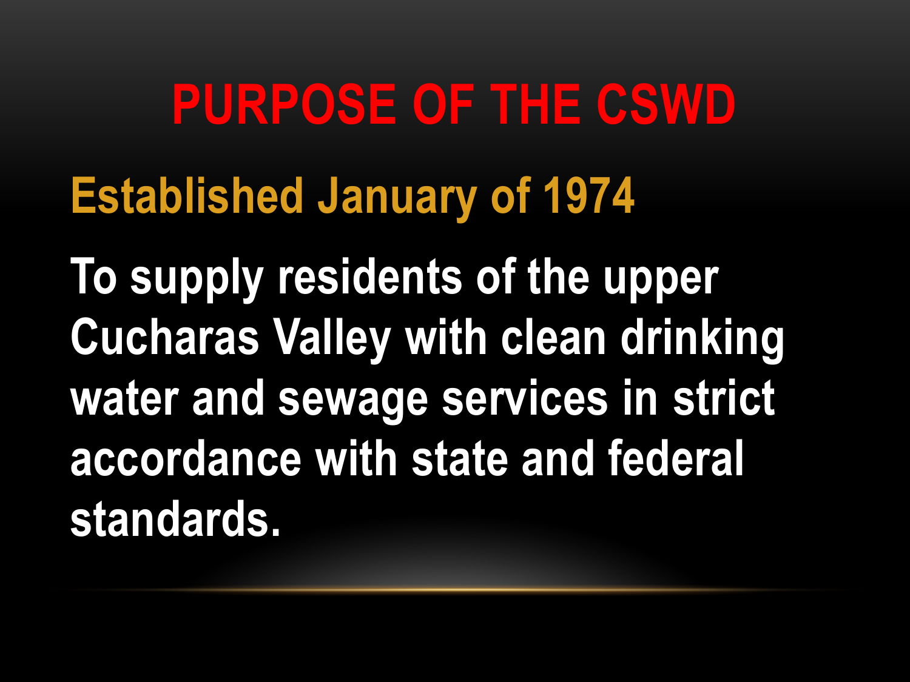# PURPOSE OF THE CSWD

## Established January of 1974

**To supply residents of the upper Cucharas Valley with clean drinking water and sewage services in strict accordance with state and federal standards.**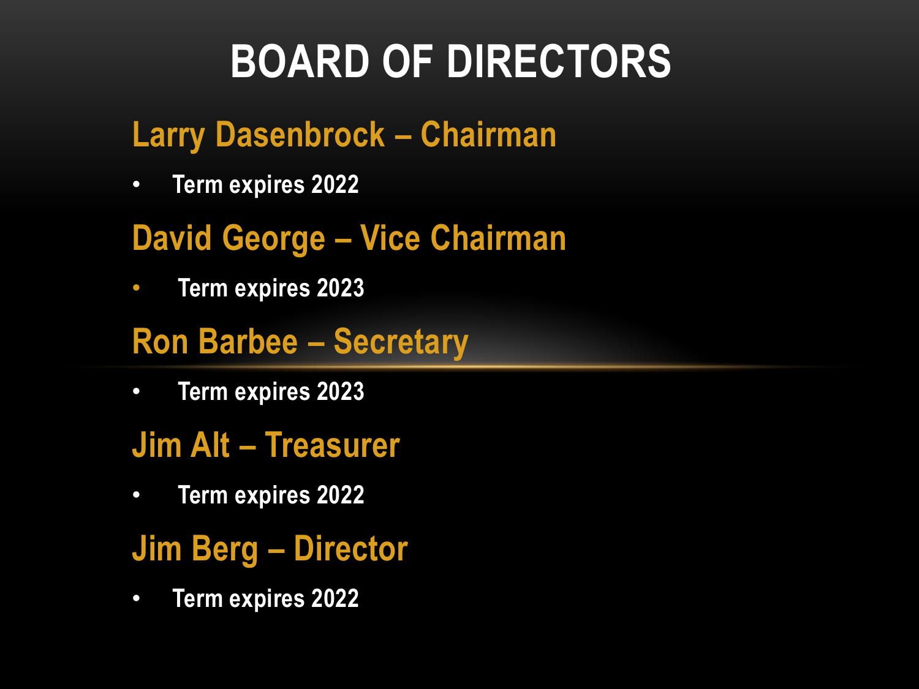# BOARD OF DIRECTORS

## Larry Dasenbrock – Chairman

- Term expires 2022

## David George – Vice Chairman

- Term expires 2023

## Ron Barbee – Secretary

- Term expires 2023

## Jim Alt – Treasurer

- Term expires 2022

## Jim Berg – Director

- Term expires 2022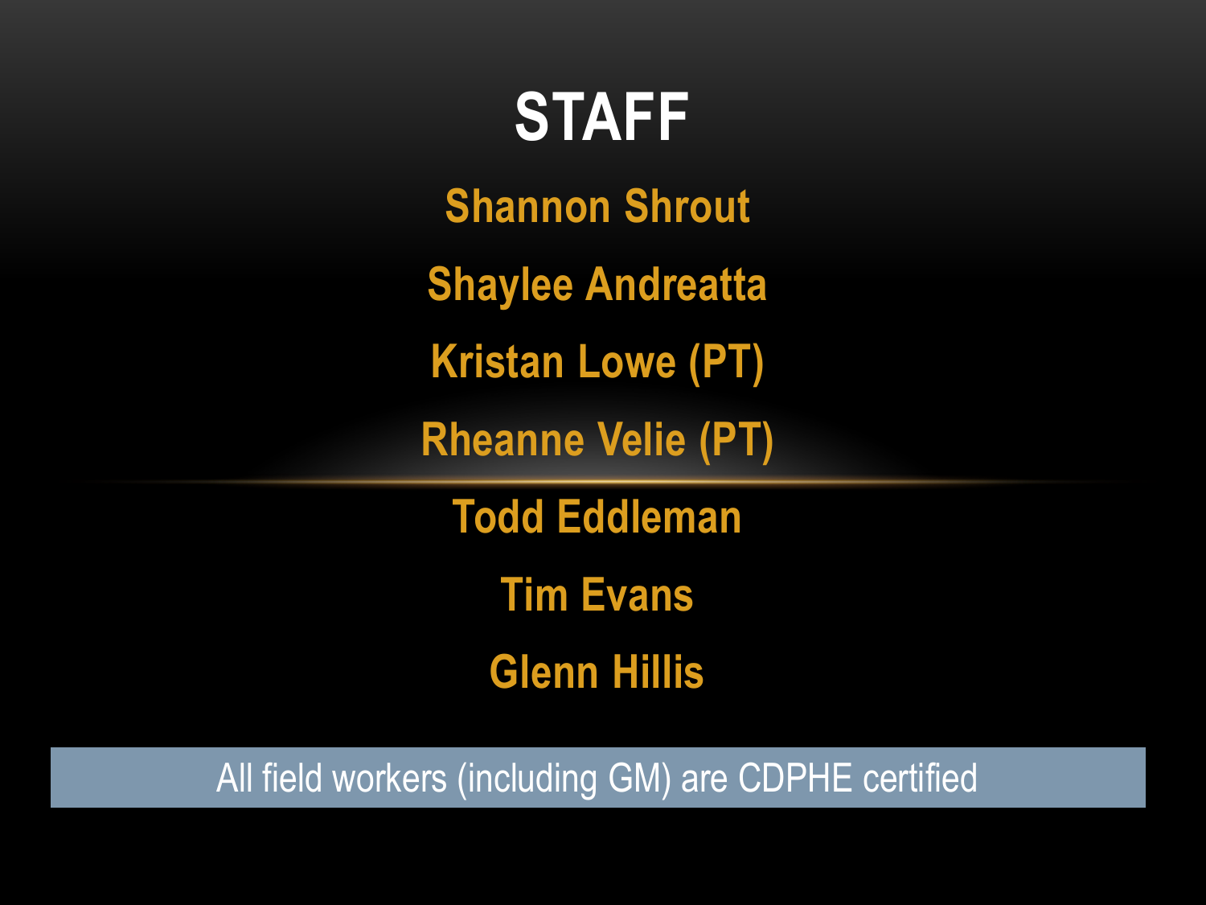# STAFF

Shannon Shrout

Shaylee Andreatta

Kristan Lowe (PT)

Rheanne Velie (PT)

Todd Eddleman

Tim Evans

Glenn Hillis

All field workers (including GM) are CDPHE certified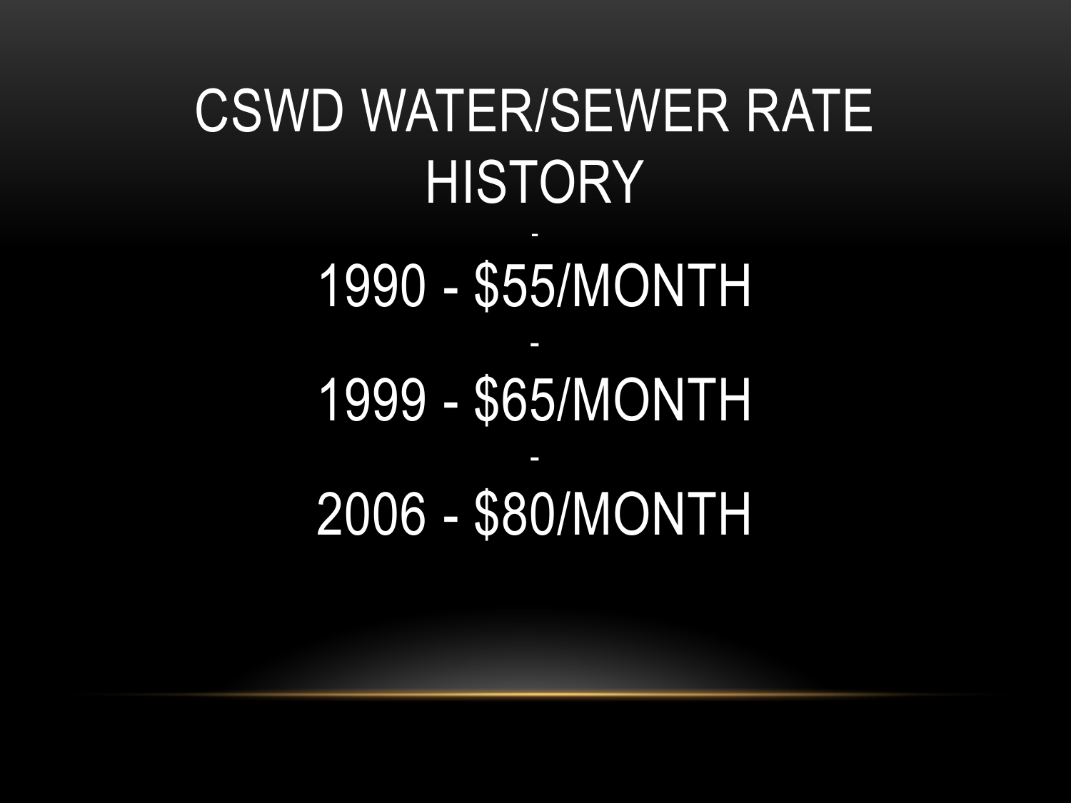# CSWD WATER/SEWER RATE HISTORY

-

1990 - $55/MONTH

-

1999 - $65/MONTH

-

2006 - $80/MONTH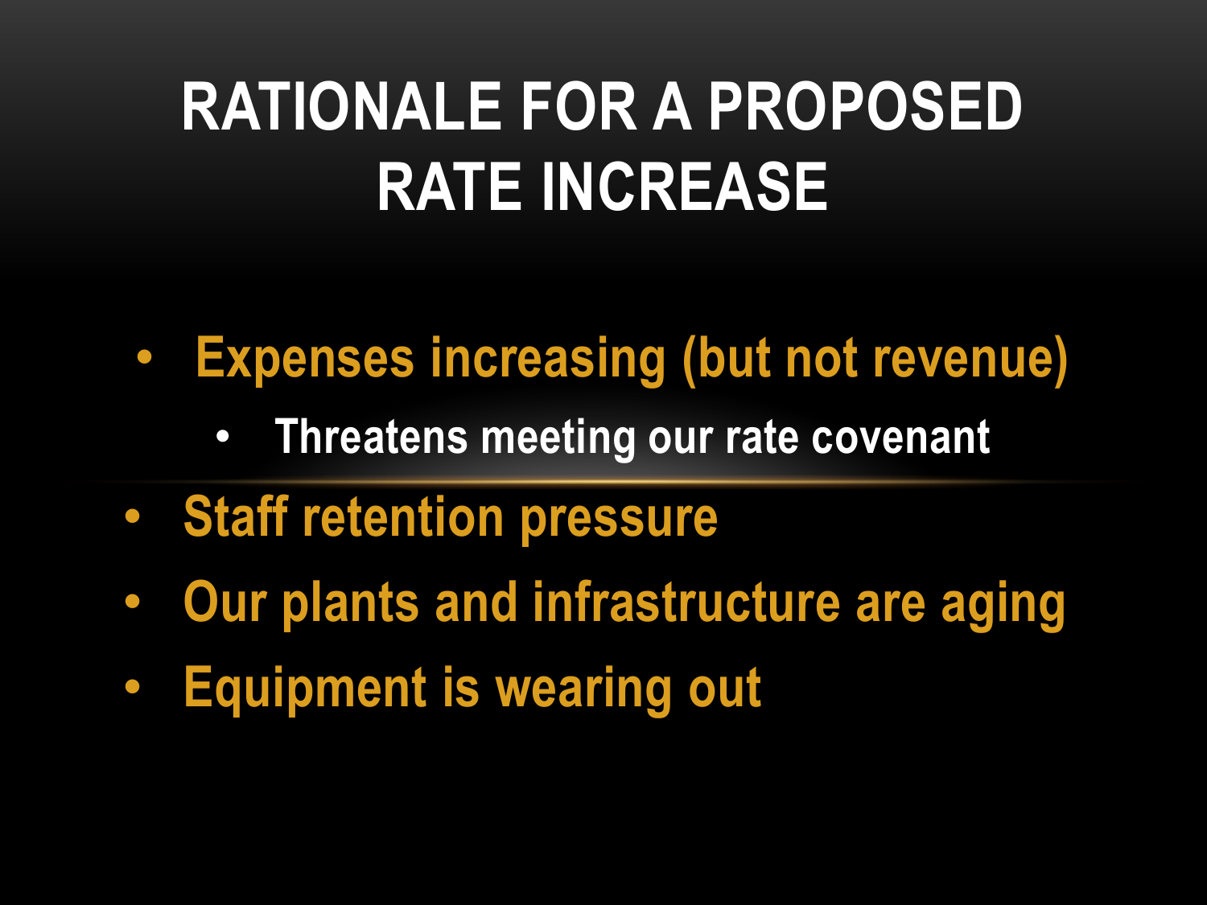# RATIONALE FOR A PROPOSED RATE INCREASE

- Expenses increasing (but not revenue)
  - Threatens meeting our rate covenant
- Staff retention pressure
- Our plants and infrastructure are aging
- Equipment is wearing out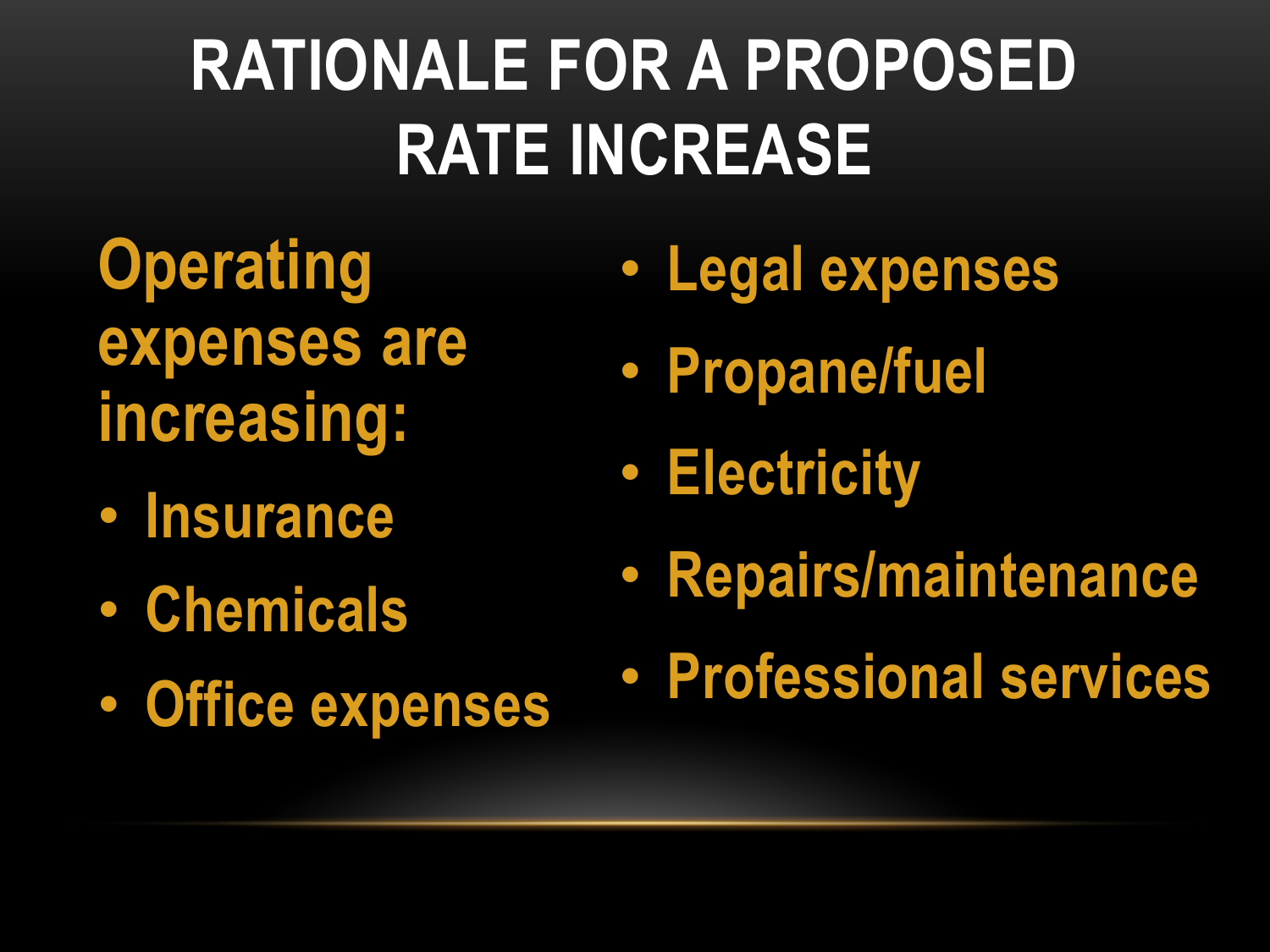# RATIONALE FOR A PROPOSED RATE INCREASE

Operating expenses are increasing:

- Insurance
- Chemicals
- Office expenses
- Legal expenses
- Propane/fuel
- Electricity
- Repairs/maintenance
- Professional services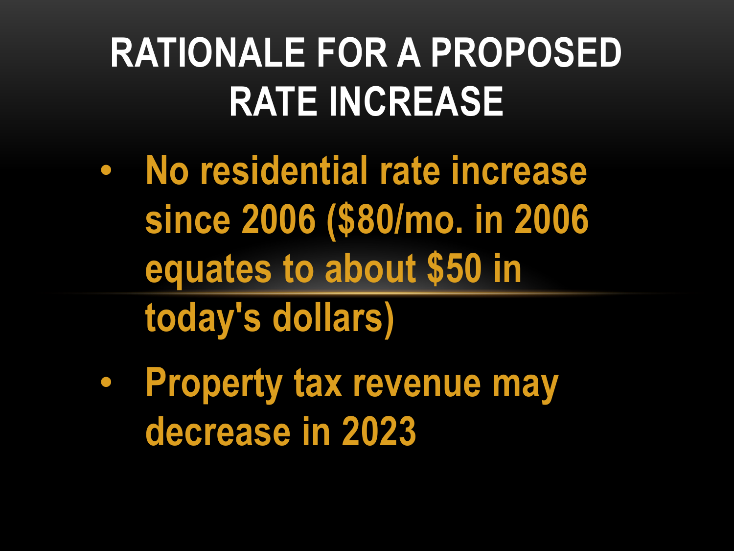# RATIONALE FOR A PROPOSED RATE INCREASE

- No residential rate increase since 2006 ($80/mo. in 2006 equates to about $50 in today's dollars)
- Property tax revenue may decrease in 2023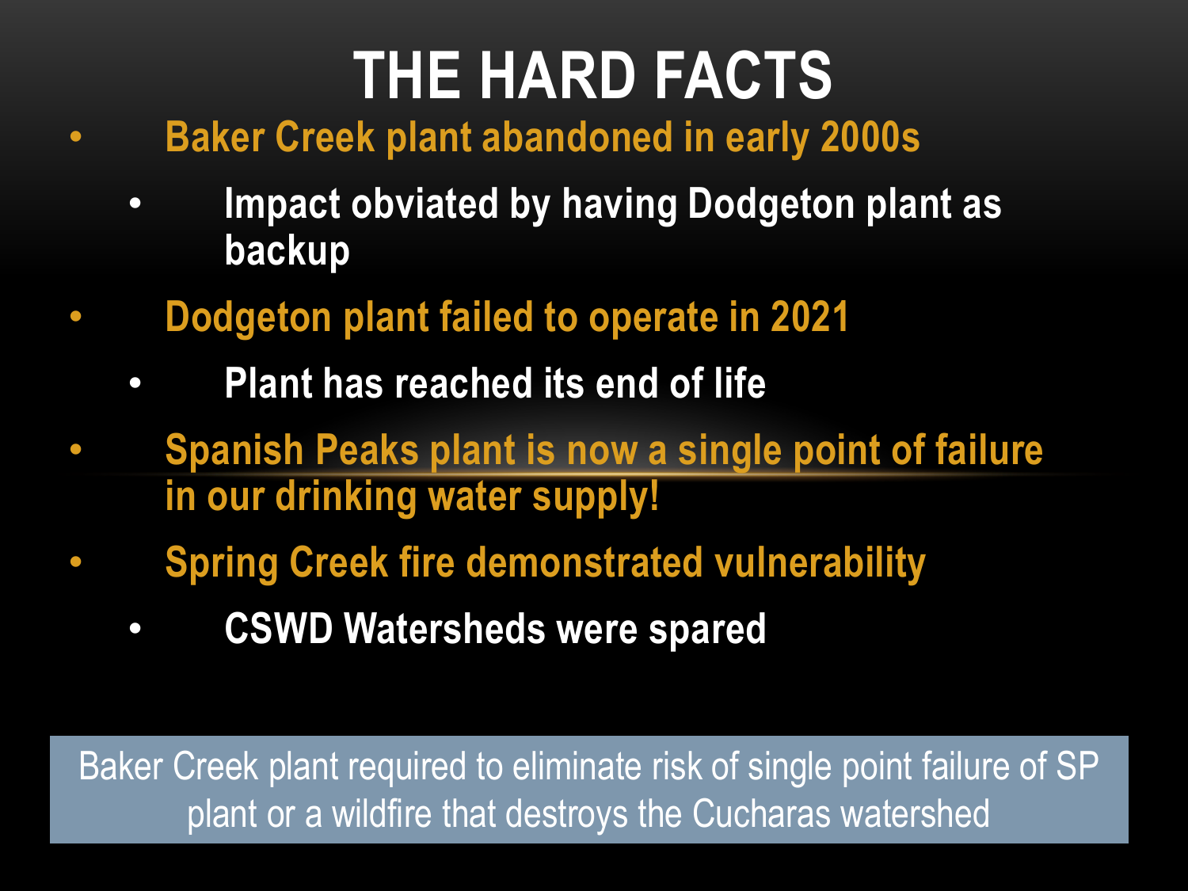# THE HARD FACTS

- Baker Creek plant abandoned in early 2000s
  - Impact obviated by having Dodgeton plant as backup
- Dodgeton plant failed to operate in 2021
  - Plant has reached its end of life
- Spanish Peaks plant is now a single point of failure in our drinking water supply!
- Spring Creek fire demonstrated vulnerability
  - CSWD Watersheds were spared

Baker Creek plant required to eliminate risk of single point failure of SP plant or a wildfire that destroys the Cucharas watershed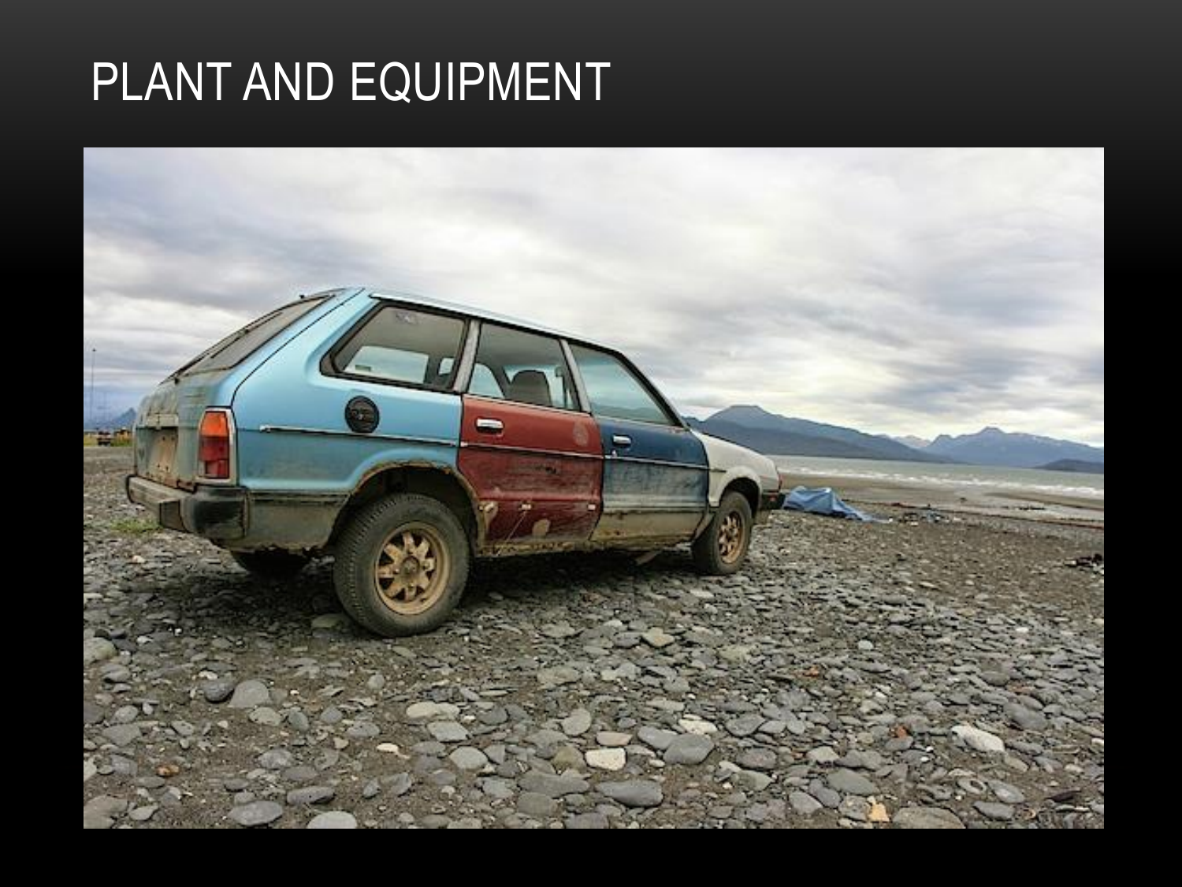# PLANT AND EQUIPMENT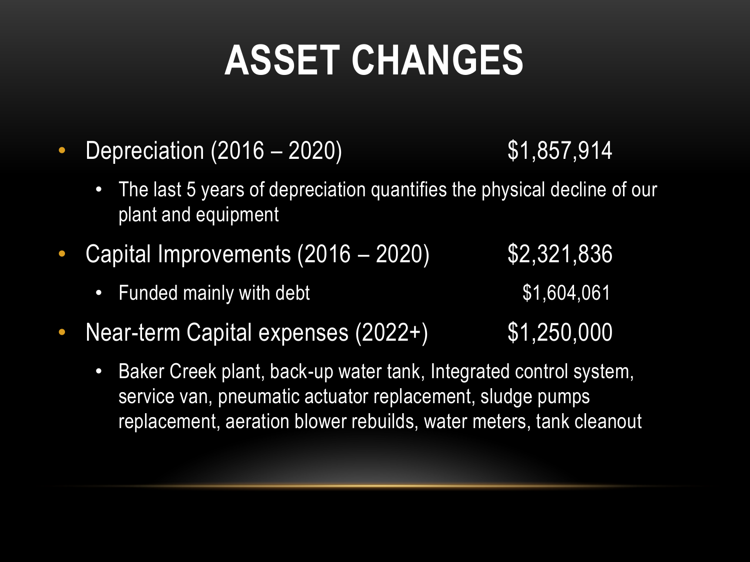# ASSET CHANGES

- Depreciation (2016 – 2020) $1,857,914
  - The last 5 years of depreciation quantifies the physical decline of our plant and equipment
- Capital Improvements (2016 – 2020) $2,321,836
  - Funded mainly with debt $1,604,061
- Near-term Capital expenses (2022+) $1,250,000
  - Baker Creek plant, back-up water tank, Integrated control system, service van, pneumatic actuator replacement, sludge pumps replacement, aeration blower rebuilds, water meters, tank cleanout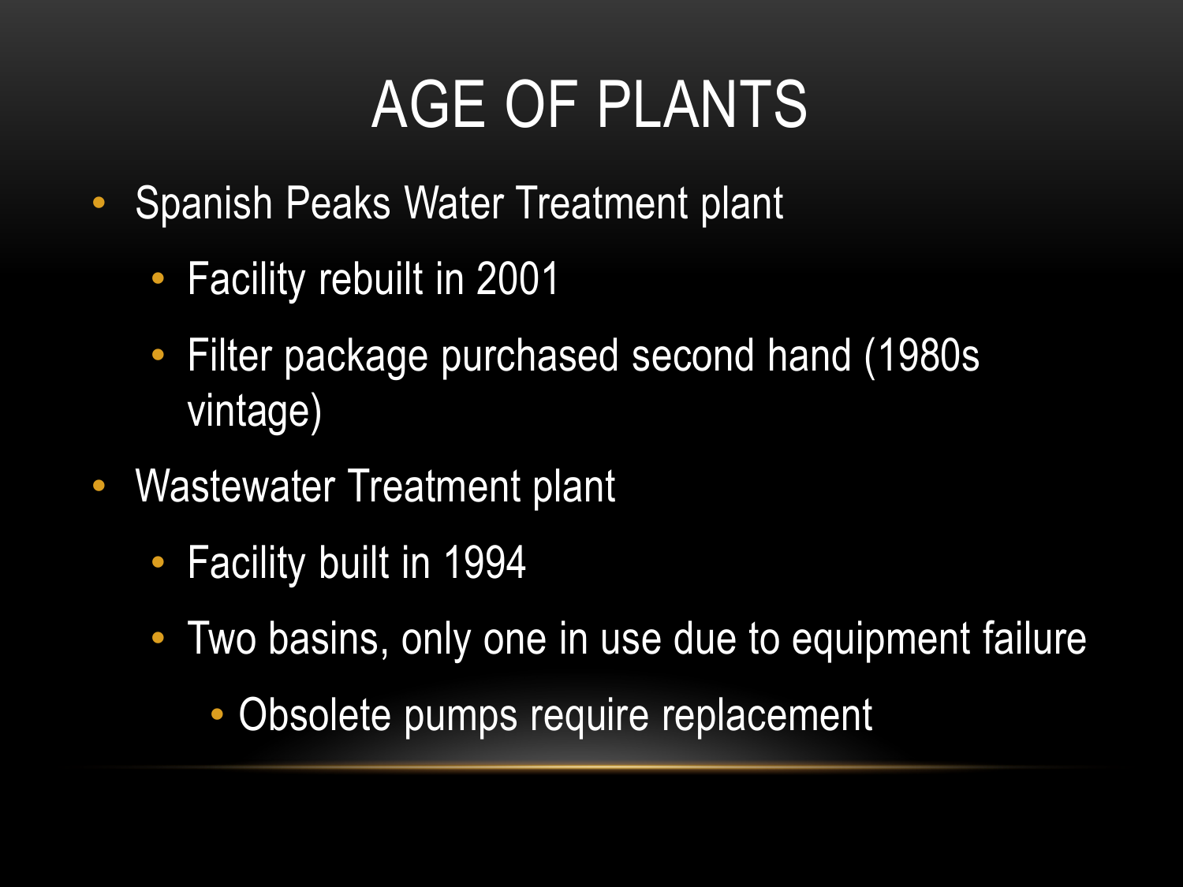# AGE OF PLANTS

- Spanish Peaks Water Treatment plant
  - Facility rebuilt in 2001
  - Filter package purchased second hand (1980s vintage)
- Wastewater Treatment plant
  - Facility built in 1994
  - Two basins, only one in use due to equipment failure
    - Obsolete pumps require replacement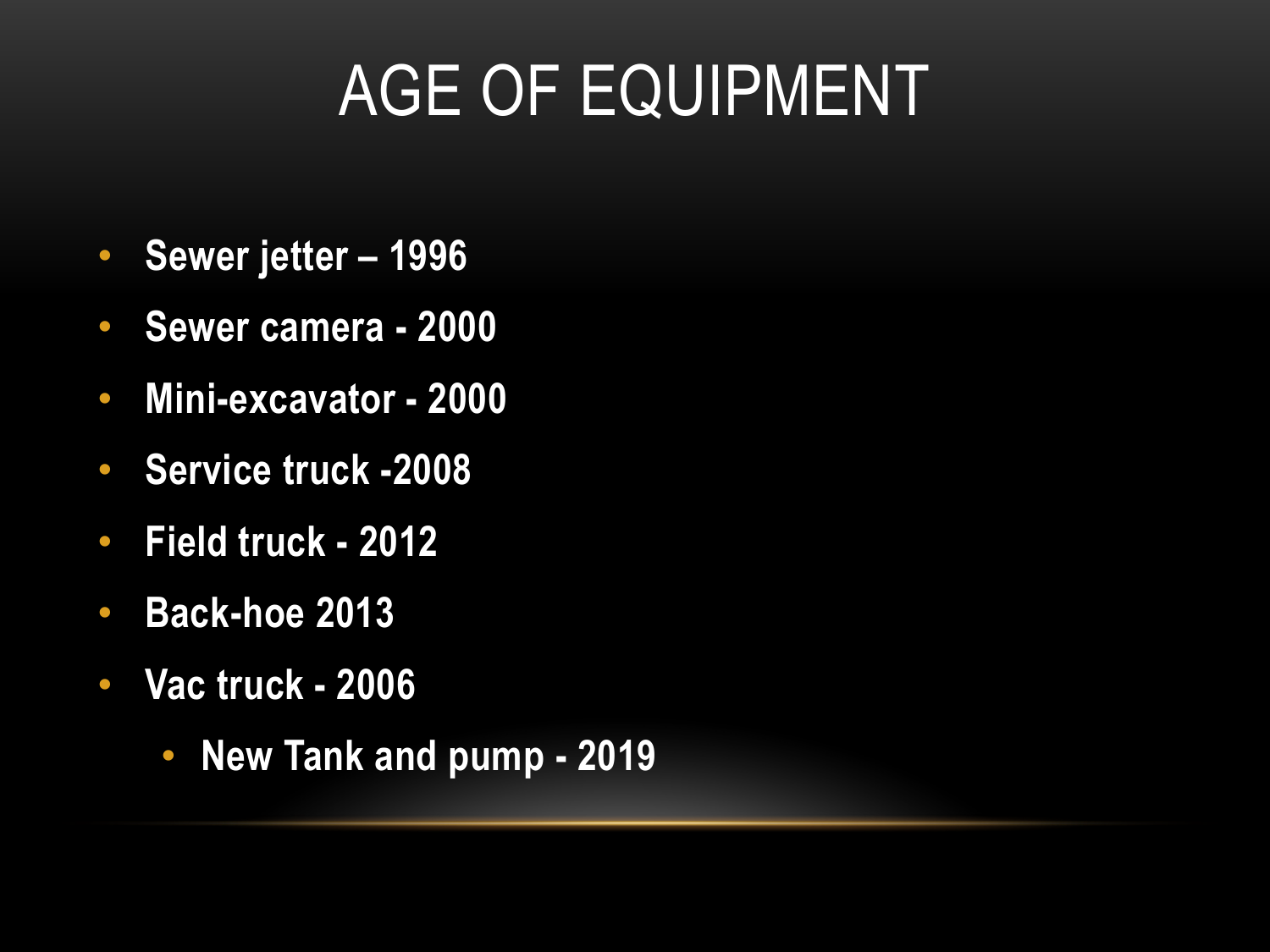# AGE OF EQUIPMENT

- **Sewer jetter – 1996**
- **Sewer camera - 2000**
- **Mini-excavator - 2000**
- **Service truck -2008**
- **Field truck - 2012**
- **Back-hoe 2013**
- **Vac truck - 2006**
  - **New Tank and pump - 2019**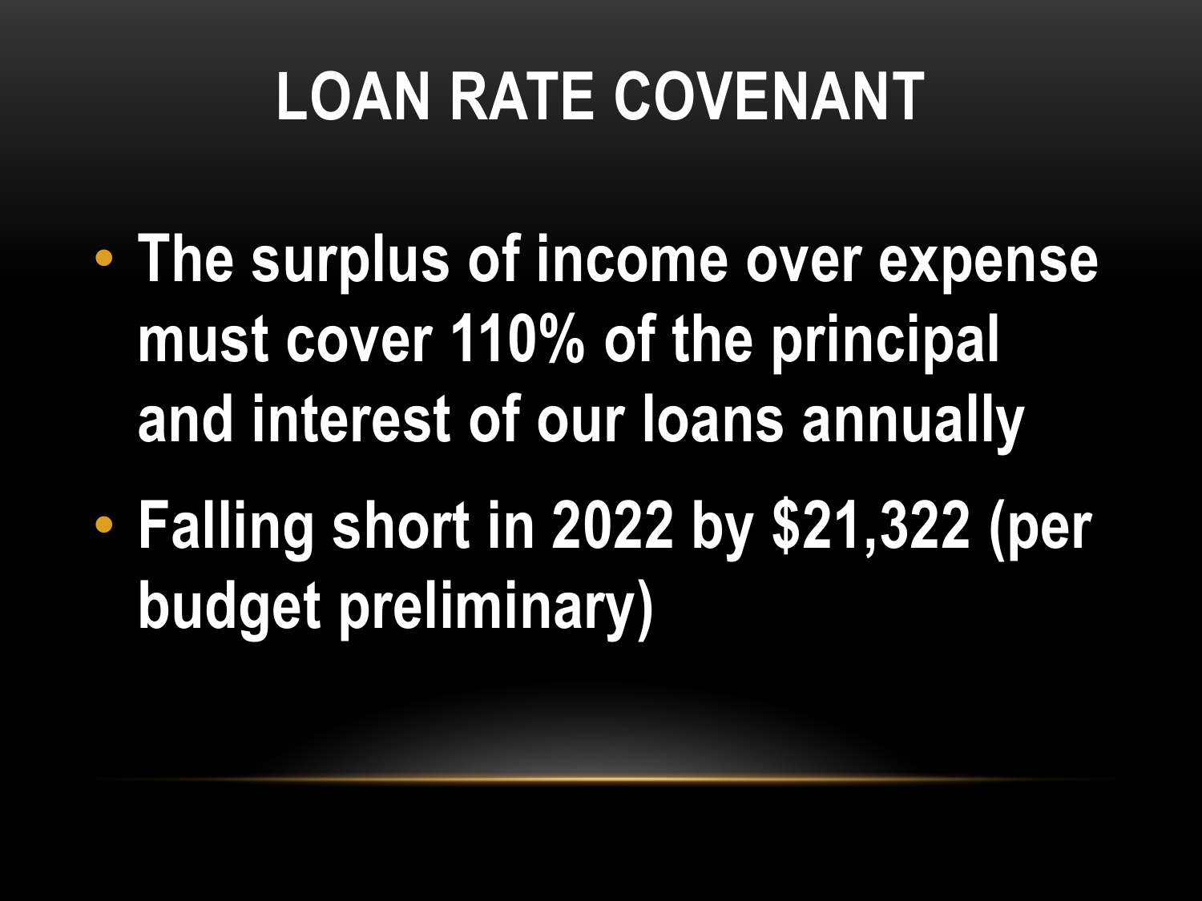# LOAN RATE COVENANT

- The surplus of income over expense must cover 110% of the principal and interest of our loans annually
- Falling short in 2022 by $21,322 (per budget preliminary)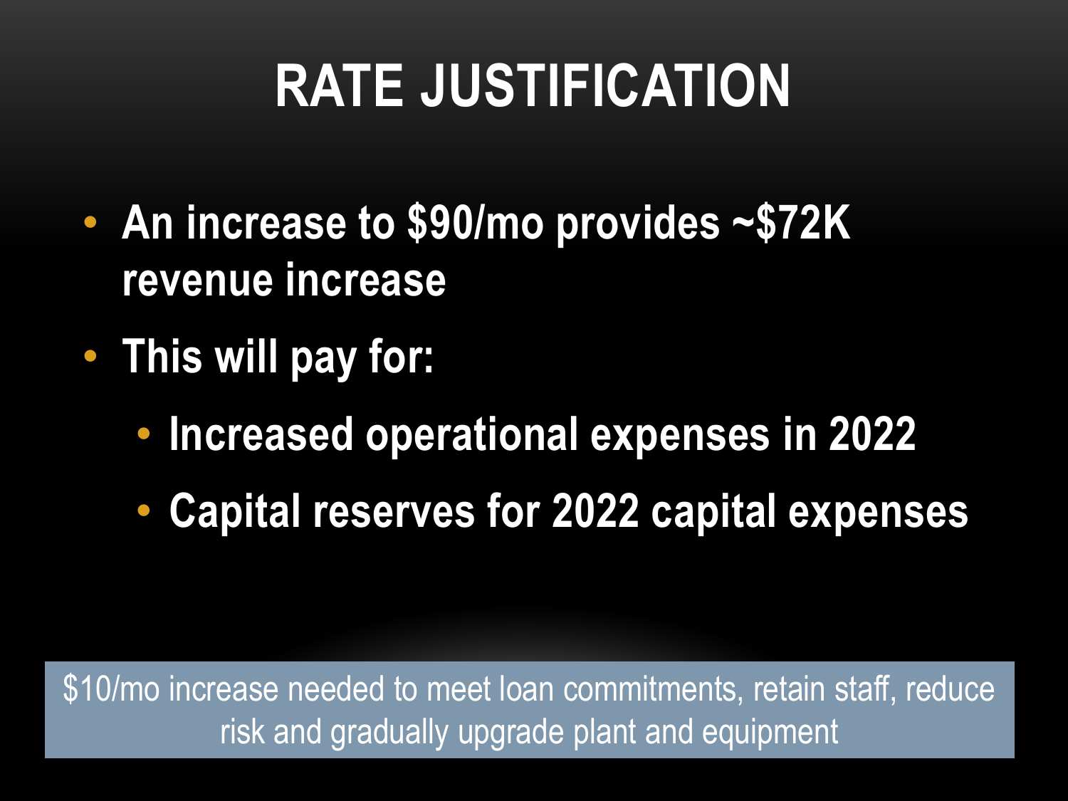# RATE JUSTIFICATION

- **An increase to $90/mo provides ~$72K revenue increase**
- **This will pay for:**
  - **Increased operational expenses in 2022**
  - **Capital reserves for 2022 capital expenses**

$10/mo increase needed to meet loan commitments, retain staff, reduce risk and gradually upgrade plant and equipment